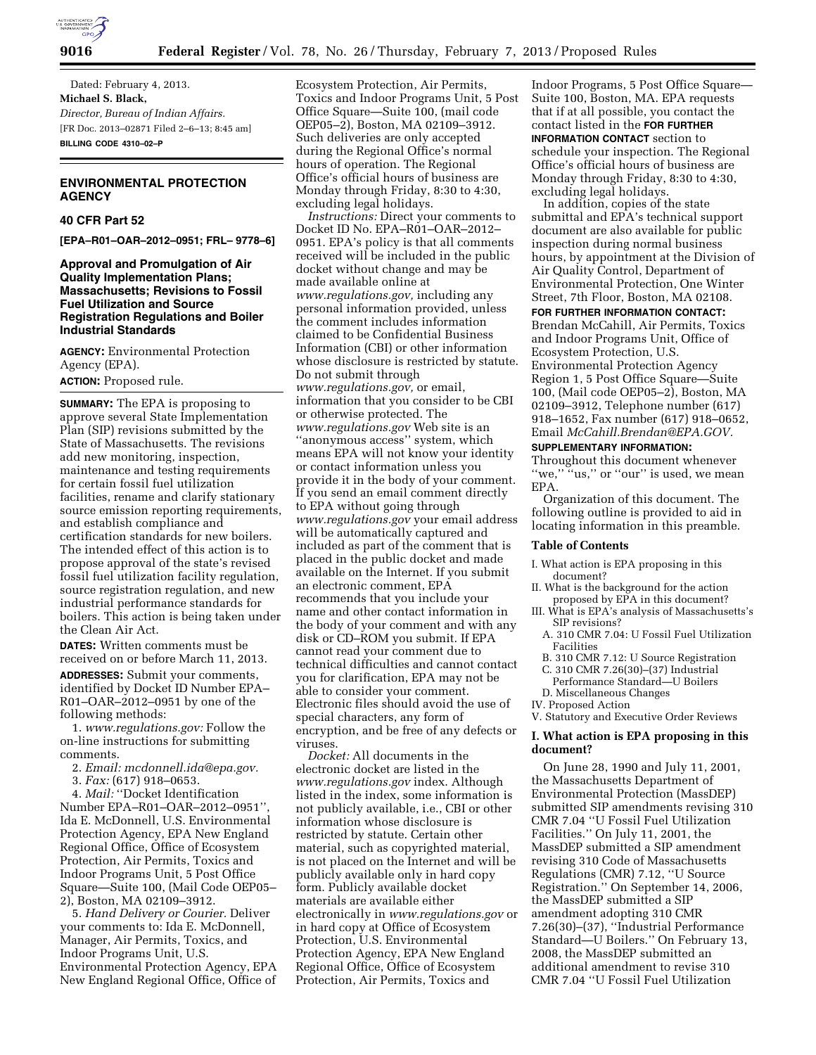Dated: February 4, 2013.

**Michael S. Black,**

*Director, Bureau of Indian Affairs.*

[FR Doc. 2013–02871 Filed 2–6–13; 8:45 am]

**BILLING CODE 4310–02–P**

## ENVIRONMENTAL PROTECTION AGENCY

### 40 CFR Part 52

**[EPA–R01–OAR–2012–0951; FRL– 9778–6]**

### Approval and Promulgation of Air Quality Implementation Plans; Massachusetts; Revisions to Fossil Fuel Utilization and Source Registration Regulations and Boiler Industrial Standards

**AGENCY:** Environmental Protection Agency (EPA).

**ACTION:** Proposed rule.

**SUMMARY:** The EPA is proposing to approve several State Implementation Plan (SIP) revisions submitted by the State of Massachusetts. The revisions add new monitoring, inspection, maintenance and testing requirements for certain fossil fuel utilization facilities, rename and clarify stationary source emission reporting requirements, and establish compliance and certification standards for new boilers. The intended effect of this action is to propose approval of the state's revised fossil fuel utilization facility regulation, source registration regulation, and new industrial performance standards for boilers. This action is being taken under the Clean Air Act.

**DATES:** Written comments must be received on or before March 11, 2013.

**ADDRESSES:** Submit your comments, identified by Docket ID Number EPA–R01–OAR–2012–0951 by one of the following methods:

1. *www.regulations.gov:* Follow the on-line instructions for submitting comments.
2. *Email: mcdonnell.ida@epa.gov.*
3. *Fax:* (617) 918–0653.
4. *Mail:* ''Docket Identification Number EPA–R01–OAR–2012–0951'', Ida E. McDonnell, U.S. Environmental Protection Agency, EPA New England Regional Office, Office of Ecosystem Protection, Air Permits, Toxics and Indoor Programs Unit, 5 Post Office Square—Suite 100, (Mail Code OEP05–2), Boston, MA 02109–3912.
5. *Hand Delivery or Courier.* Deliver your comments to: Ida E. McDonnell, Manager, Air Permits, Toxics, and Indoor Programs Unit, U.S. Environmental Protection Agency, EPA New England Regional Office, Office of Ecosystem Protection, Air Permits, Toxics and Indoor Programs Unit, 5 Post Office Square—Suite 100, (mail code OEP05–2), Boston, MA 02109–3912. Such deliveries are only accepted during the Regional Office's normal hours of operation. The Regional Office's official hours of business are Monday through Friday, 8:30 to 4:30, excluding legal holidays.

*Instructions:* Direct your comments to Docket ID No. EPA–R01–OAR–2012–0951. EPA's policy is that all comments received will be included in the public docket without change and may be made available online at *www.regulations.gov,* including any personal information provided, unless the comment includes information claimed to be Confidential Business Information (CBI) or other information whose disclosure is restricted by statute. Do not submit through *www.regulations.gov,* or email, information that you consider to be CBI or otherwise protected. The *www.regulations.gov* Web site is an ''anonymous access'' system, which means EPA will not know your identity or contact information unless you provide it in the body of your comment. If you send an email comment directly to EPA without going through *www.regulations.gov* your email address will be automatically captured and included as part of the comment that is placed in the public docket and made available on the Internet. If you submit an electronic comment, EPA recommends that you include your name and other contact information in the body of your comment and with any disk or CD–ROM you submit. If EPA cannot read your comment due to technical difficulties and cannot contact you for clarification, EPA may not be able to consider your comment. Electronic files should avoid the use of special characters, any form of encryption, and be free of any defects or viruses.

*Docket:* All documents in the electronic docket are listed in the *www.regulations.gov* index. Although listed in the index, some information is not publicly available, i.e., CBI or other information whose disclosure is restricted by statute. Certain other material, such as copyrighted material, is not placed on the Internet and will be publicly available only in hard copy form. Publicly available docket materials are available either electronically in *www.regulations.gov* or in hard copy at Office of Ecosystem Protection, U.S. Environmental Protection Agency, EPA New England Regional Office, Office of Ecosystem Protection, Air Permits, Toxics and Indoor Programs, 5 Post Office Square—Suite 100, Boston, MA. EPA requests that if at all possible, you contact the contact listed in the **FOR FURTHER INFORMATION CONTACT** section to schedule your inspection. The Regional Office's official hours of business are Monday through Friday, 8:30 to 4:30, excluding legal holidays.

In addition, copies of the state submittal and EPA's technical support document are also available for public inspection during normal business hours, by appointment at the Division of Air Quality Control, Department of Environmental Protection, One Winter Street, 7th Floor, Boston, MA 02108.

**FOR FURTHER INFORMATION CONTACT:** Brendan McCahill, Air Permits, Toxics and Indoor Programs Unit, Office of Ecosystem Protection, U.S. Environmental Protection Agency Region 1, 5 Post Office Square—Suite 100, (Mail code OEP05–2), Boston, MA 02109–3912, Telephone number (617) 918–1652, Fax number (617) 918–0652, Email *McCahill.Brendan@EPA.GOV.*

**SUPPLEMENTARY INFORMATION:** Throughout this document whenever ''we,'' ''us,'' or ''our'' is used, we mean EPA.

Organization of this document. The following outline is provided to aid in locating information in this preamble.

#### Table of Contents

- I. What action is EPA proposing in this document?
- II. What is the background for the action proposed by EPA in this document?
- III. What is EPA's analysis of Massachusetts's SIP revisions?
  - A. 310 CMR 7.04: U Fossil Fuel Utilization Facilities
  - B. 310 CMR 7.12: U Source Registration
  - C. 310 CMR 7.26(30)–(37) Industrial Performance Standard—U Boilers
  - D. Miscellaneous Changes
- IV. Proposed Action
- V. Statutory and Executive Order Reviews

### I. What action is EPA proposing in this document?

On June 28, 1990 and July 11, 2001, the Massachusetts Department of Environmental Protection (MassDEP) submitted SIP amendments revising 310 CMR 7.04 ''U Fossil Fuel Utilization Facilities.'' On July 11, 2001, the MassDEP submitted a SIP amendment revising 310 Code of Massachusetts Regulations (CMR) 7.12, ''U Source Registration.'' On September 14, 2006, the MassDEP submitted a SIP amendment adopting 310 CMR 7.26(30)–(37), ''Industrial Performance Standard—U Boilers.'' On February 13, 2008, the MassDEP submitted an additional amendment to revise 310 CMR 7.04 ''U Fossil Fuel Utilization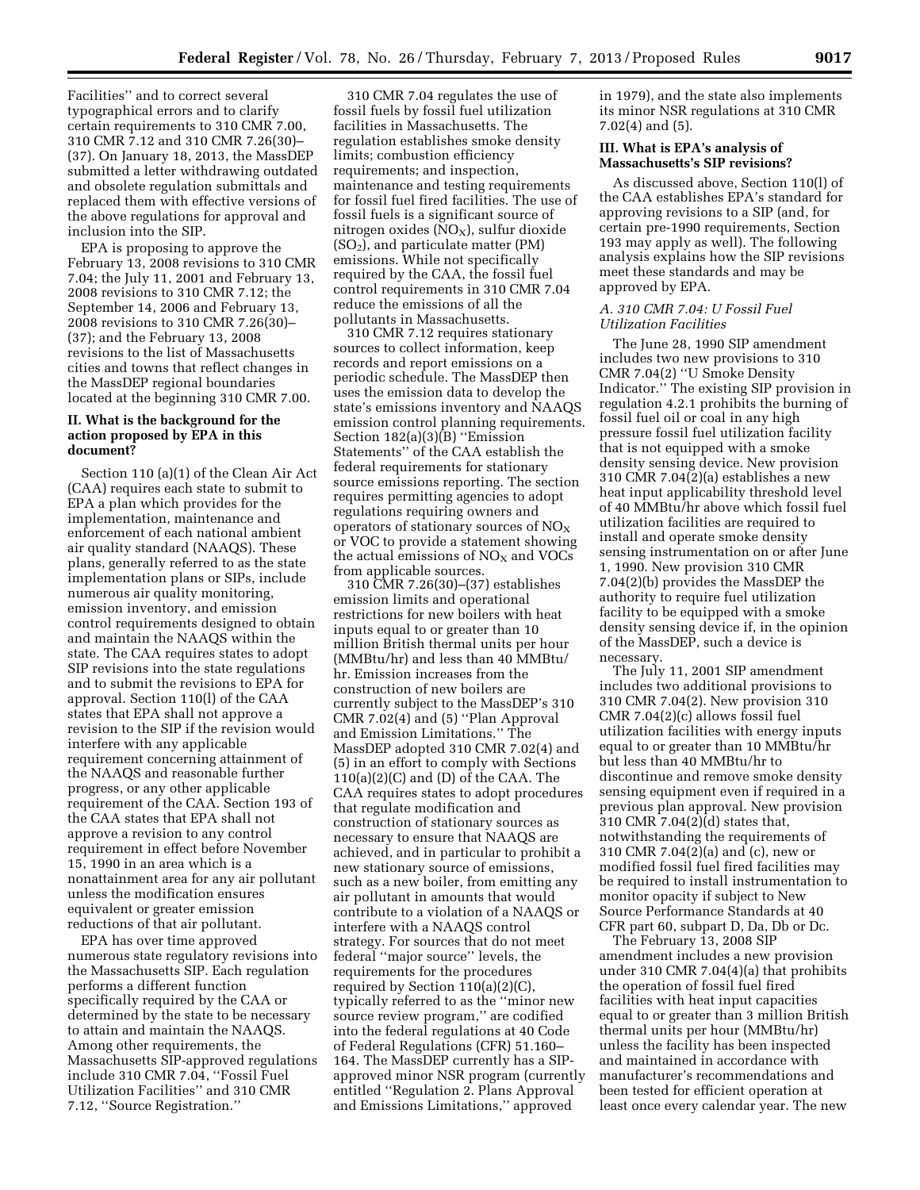Facilities'' and to correct several typographical errors and to clarify certain requirements to 310 CMR 7.00, 310 CMR 7.12 and 310 CMR 7.26(30)–(37). On January 18, 2013, the MassDEP submitted a letter withdrawing outdated and obsolete regulation submittals and replaced them with effective versions of the above regulations for approval and inclusion into the SIP.

EPA is proposing to approve the February 13, 2008 revisions to 310 CMR 7.04; the July 11, 2001 and February 13, 2008 revisions to 310 CMR 7.12; the September 14, 2006 and February 13, 2008 revisions to 310 CMR 7.26(30)–(37); and the February 13, 2008 revisions to the list of Massachusetts cities and towns that reflect changes in the MassDEP regional boundaries located at the beginning 310 CMR 7.00.

## II. What is the background for the action proposed by EPA in this document?

Section 110 (a)(1) of the Clean Air Act (CAA) requires each state to submit to EPA a plan which provides for the implementation, maintenance and enforcement of each national ambient air quality standard (NAAQS). These plans, generally referred to as the state implementation plans or SIPs, include numerous air quality monitoring, emission inventory, and emission control requirements designed to obtain and maintain the NAAQS within the state. The CAA requires states to adopt SIP revisions into the state regulations and to submit the revisions to EPA for approval. Section 110(l) of the CAA states that EPA shall not approve a revision to the SIP if the revision would interfere with any applicable requirement concerning attainment of the NAAQS and reasonable further progress, or any other applicable requirement of the CAA. Section 193 of the CAA states that EPA shall not approve a revision to any control requirement in effect before November 15, 1990 in an area which is a nonattainment area for any air pollutant unless the modification ensures equivalent or greater emission reductions of that air pollutant.

EPA has over time approved numerous state regulatory revisions into the Massachusetts SIP. Each regulation performs a different function specifically required by the CAA or determined by the state to be necessary to attain and maintain the NAAQS. Among other requirements, the Massachusetts SIP-approved regulations include 310 CMR 7.04, ''Fossil Fuel Utilization Facilities'' and 310 CMR 7.12, ''Source Registration.''

310 CMR 7.04 regulates the use of fossil fuels by fossil fuel utilization facilities in Massachusetts. The regulation establishes smoke density limits; combustion efficiency requirements; and inspection, maintenance and testing requirements for fossil fuel fired facilities. The use of fossil fuels is a significant source of nitrogen oxides ($NO_X$), sulfur dioxide ($SO_2$), and particulate matter (PM) emissions. While not specifically required by the CAA, the fossil fuel control requirements in 310 CMR 7.04 reduce the emissions of all the pollutants in Massachusetts.

310 CMR 7.12 requires stationary sources to collect information, keep records and report emissions on a periodic schedule. The MassDEP then uses the emission data to develop the state's emissions inventory and NAAQS emission control planning requirements. Section 182(a)(3)(B) ''Emission Statements'' of the CAA establish the federal requirements for stationary source emissions reporting. The section requires permitting agencies to adopt regulations requiring owners and operators of stationary sources of $NO_X$ or VOC to provide a statement showing the actual emissions of $NO_X$ and VOCs from applicable sources.

310 CMR 7.26(30)–(37) establishes emission limits and operational restrictions for new boilers with heat inputs equal to or greater than 10 million British thermal units per hour (MMBtu/hr) and less than 40 MMBtu/hr. Emission increases from the construction of new boilers are currently subject to the MassDEP's 310 CMR 7.02(4) and (5) ''Plan Approval and Emission Limitations.'' The MassDEP adopted 310 CMR 7.02(4) and (5) in an effort to comply with Sections 110(a)(2)(C) and (D) of the CAA. The CAA requires states to adopt procedures that regulate modification and construction of stationary sources as necessary to ensure that NAAQS are achieved, and in particular to prohibit a new stationary source of emissions, such as a new boiler, from emitting any air pollutant in amounts that would contribute to a violation of a NAAQS or interfere with a NAAQS control strategy. For sources that do not meet federal ''major source'' levels, the requirements for the procedures required by Section 110(a)(2)(C), typically referred to as the ''minor new source review program,'' are codified into the federal regulations at 40 Code of Federal Regulations (CFR) 51.160–164. The MassDEP currently has a SIP-approved minor NSR program (currently entitled ''Regulation 2. Plans Approval and Emissions Limitations,'' approved in 1979), and the state also implements its minor NSR regulations at 310 CMR 7.02(4) and (5).

## III. What is EPA's analysis of Massachusetts's SIP revisions?

As discussed above, Section 110(l) of the CAA establishes EPA's standard for approving revisions to a SIP (and, for certain pre-1990 requirements, Section 193 may apply as well). The following analysis explains how the SIP revisions meet these standards and may be approved by EPA.

### *A. 310 CMR 7.04: U Fossil Fuel Utilization Facilities*

The June 28, 1990 SIP amendment includes two new provisions to 310 CMR 7.04(2) ''U Smoke Density Indicator.'' The existing SIP provision in regulation 4.2.1 prohibits the burning of fossil fuel oil or coal in any high pressure fossil fuel utilization facility that is not equipped with a smoke density sensing device. New provision 310 CMR 7.04(2)(a) establishes a new heat input applicability threshold level of 40 MMBtu/hr above which fossil fuel utilization facilities are required to install and operate smoke density sensing instrumentation on or after June 1, 1990. New provision 310 CMR 7.04(2)(b) provides the MassDEP the authority to require fuel utilization facility to be equipped with a smoke density sensing device if, in the opinion of the MassDEP, such a device is necessary.

The July 11, 2001 SIP amendment includes two additional provisions to 310 CMR 7.04(2). New provision 310 CMR 7.04(2)(c) allows fossil fuel utilization facilities with energy inputs equal to or greater than 10 MMBtu/hr but less than 40 MMBtu/hr to discontinue and remove smoke density sensing equipment even if required in a previous plan approval. New provision 310 CMR 7.04(2)(d) states that, notwithstanding the requirements of 310 CMR 7.04(2)(a) and (c), new or modified fossil fuel fired facilities may be required to install instrumentation to monitor opacity if subject to New Source Performance Standards at 40 CFR part 60, subpart D, Da, Db or Dc.

The February 13, 2008 SIP amendment includes a new provision under 310 CMR 7.04(4)(a) that prohibits the operation of fossil fuel fired facilities with heat input capacities equal to or greater than 3 million British thermal units per hour (MMBtu/hr) unless the facility has been inspected and maintained in accordance with manufacturer's recommendations and been tested for efficient operation at least once every calendar year. The new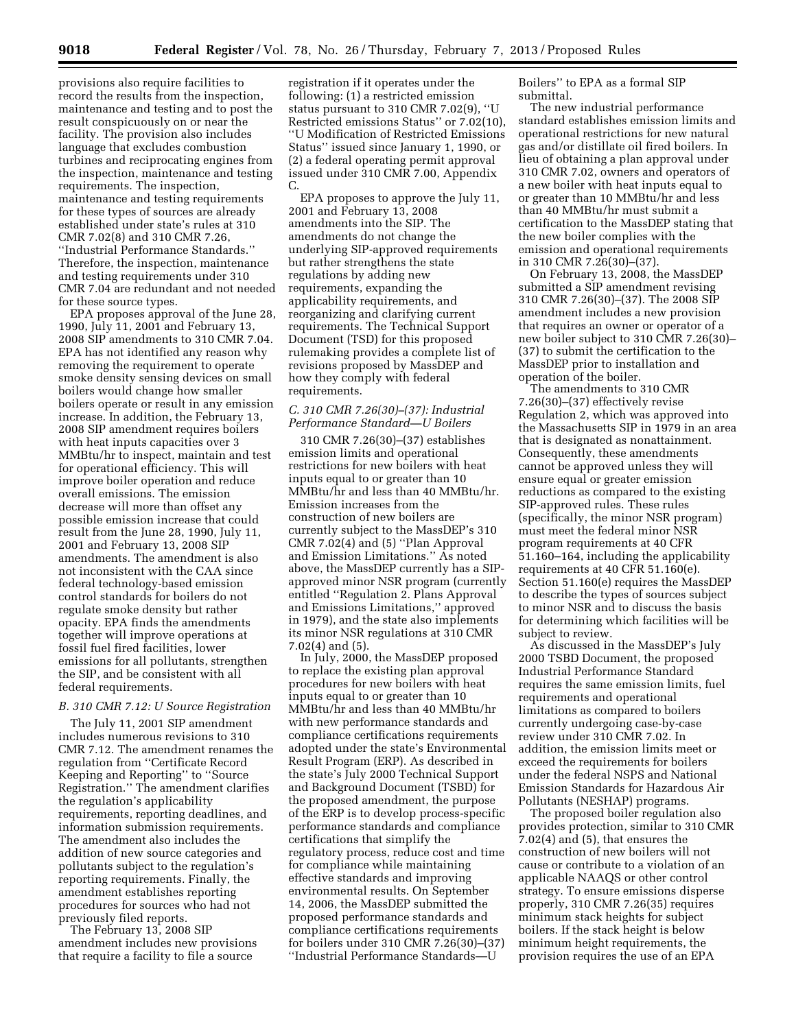provisions also require facilities to record the results from the inspection, maintenance and testing and to post the result conspicuously on or near the facility. The provision also includes language that excludes combustion turbines and reciprocating engines from the inspection, maintenance and testing requirements. The inspection, maintenance and testing requirements for these types of sources are already established under state's rules at 310 CMR 7.02(8) and 310 CMR 7.26, ''Industrial Performance Standards.'' Therefore, the inspection, maintenance and testing requirements under 310 CMR 7.04 are redundant and not needed for these source types.

EPA proposes approval of the June 28, 1990, July 11, 2001 and February 13, 2008 SIP amendments to 310 CMR 7.04. EPA has not identified any reason why removing the requirement to operate smoke density sensing devices on small boilers would change how smaller boilers operate or result in any emission increase. In addition, the February 13, 2008 SIP amendment requires boilers with heat inputs capacities over 3 MMBtu/hr to inspect, maintain and test for operational efficiency. This will improve boiler operation and reduce overall emissions. The emission decrease will more than offset any possible emission increase that could result from the June 28, 1990, July 11, 2001 and February 13, 2008 SIP amendments. The amendment is also not inconsistent with the CAA since federal technology-based emission control standards for boilers do not regulate smoke density but rather opacity. EPA finds the amendments together will improve operations at fossil fuel fired facilities, lower emissions for all pollutants, strengthen the SIP, and be consistent with all federal requirements.

### *B. 310 CMR 7.12: U Source Registration*

The July 11, 2001 SIP amendment includes numerous revisions to 310 CMR 7.12. The amendment renames the regulation from ''Certificate Record Keeping and Reporting'' to ''Source Registration.'' The amendment clarifies the regulation's applicability requirements, reporting deadlines, and information submission requirements. The amendment also includes the addition of new source categories and pollutants subject to the regulation's reporting requirements. Finally, the amendment establishes reporting procedures for sources who had not previously filed reports.

The February 13, 2008 SIP amendment includes new provisions that require a facility to file a source registration if it operates under the following: (1) a restricted emission status pursuant to 310 CMR 7.02(9), ''U Restricted emissions Status'' or 7.02(10), ''U Modification of Restricted Emissions Status'' issued since January 1, 1990, or (2) a federal operating permit approval issued under 310 CMR 7.00, Appendix C.

EPA proposes to approve the July 11, 2001 and February 13, 2008 amendments into the SIP. The amendments do not change the underlying SIP-approved requirements but rather strengthens the state regulations by adding new requirements, expanding the applicability requirements, and reorganizing and clarifying current requirements. The Technical Support Document (TSD) for this proposed rulemaking provides a complete list of revisions proposed by MassDEP and how they comply with federal requirements.

### *C. 310 CMR 7.26(30)–(37): Industrial Performance Standard—U Boilers*

310 CMR 7.26(30)–(37) establishes emission limits and operational restrictions for new boilers with heat inputs equal to or greater than 10 MMBtu/hr and less than 40 MMBtu/hr. Emission increases from the construction of new boilers are currently subject to the MassDEP's 310 CMR 7.02(4) and (5) ''Plan Approval and Emission Limitations.'' As noted above, the MassDEP currently has a SIP-approved minor NSR program (currently entitled ''Regulation 2. Plans Approval and Emissions Limitations,'' approved in 1979), and the state also implements its minor NSR regulations at 310 CMR 7.02(4) and (5).

In July, 2000, the MassDEP proposed to replace the existing plan approval procedures for new boilers with heat inputs equal to or greater than 10 MMBtu/hr and less than 40 MMBtu/hr with new performance standards and compliance certifications requirements adopted under the state's Environmental Result Program (ERP). As described in the state's July 2000 Technical Support and Background Document (TSBD) for the proposed amendment, the purpose of the ERP is to develop process-specific performance standards and compliance certifications that simplify the regulatory process, reduce cost and time for compliance while maintaining effective standards and improving environmental results. On September 14, 2006, the MassDEP submitted the proposed performance standards and compliance certifications requirements for boilers under 310 CMR 7.26(30)–(37) ''Industrial Performance Standards—U Boilers'' to EPA as a formal SIP submittal.

The new industrial performance standard establishes emission limits and operational restrictions for new natural gas and/or distillate oil fired boilers. In lieu of obtaining a plan approval under 310 CMR 7.02, owners and operators of a new boiler with heat inputs equal to or greater than 10 MMBtu/hr and less than 40 MMBtu/hr must submit a certification to the MassDEP stating that the new boiler complies with the emission and operational requirements in 310 CMR 7.26(30)–(37).

On February 13, 2008, the MassDEP submitted a SIP amendment revising 310 CMR 7.26(30)–(37). The 2008 SIP amendment includes a new provision that requires an owner or operator of a new boiler subject to 310 CMR 7.26(30)–(37) to submit the certification to the MassDEP prior to installation and operation of the boiler.

The amendments to 310 CMR 7.26(30)–(37) effectively revise Regulation 2, which was approved into the Massachusetts SIP in 1979 in an area that is designated as nonattainment. Consequently, these amendments cannot be approved unless they will ensure equal or greater emission reductions as compared to the existing SIP-approved rules. These rules (specifically, the minor NSR program) must meet the federal minor NSR program requirements at 40 CFR 51.160–164, including the applicability requirements at 40 CFR 51.160(e). Section 51.160(e) requires the MassDEP to describe the types of sources subject to minor NSR and to discuss the basis for determining which facilities will be subject to review.

As discussed in the MassDEP's July 2000 TSBD Document, the proposed Industrial Performance Standard requires the same emission limits, fuel requirements and operational limitations as compared to boilers currently undergoing case-by-case review under 310 CMR 7.02. In addition, the emission limits meet or exceed the requirements for boilers under the federal NSPS and National Emission Standards for Hazardous Air Pollutants (NESHAP) programs.

The proposed boiler regulation also provides protection, similar to 310 CMR 7.02(4) and (5), that ensures the construction of new boilers will not cause or contribute to a violation of an applicable NAAQS or other control strategy. To ensure emissions disperse properly, 310 CMR 7.26(35) requires minimum stack heights for subject boilers. If the stack height is below minimum height requirements, the provision requires the use of an EPA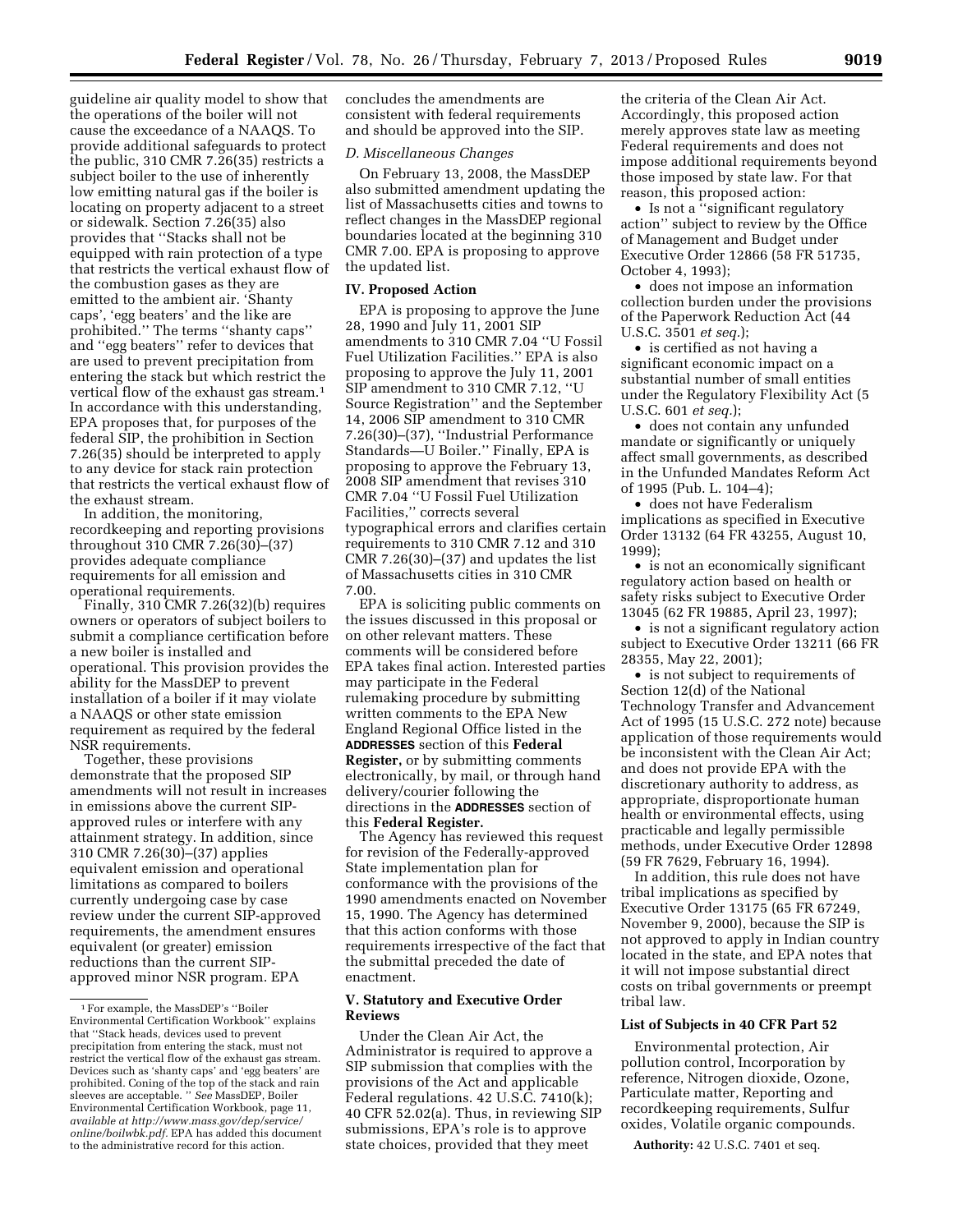guideline air quality model to show that the operations of the boiler will not cause the exceedance of a NAAQS. To provide additional safeguards to protect the public, 310 CMR 7.26(35) restricts a subject boiler to the use of inherently low emitting natural gas if the boiler is locating on property adjacent to a street or sidewalk. Section 7.26(35) also provides that ''Stacks shall not be equipped with rain protection of a type that restricts the vertical exhaust flow of the combustion gases as they are emitted to the ambient air. 'Shanty caps', 'egg beaters' and the like are prohibited.'' The terms ''shanty caps'' and ''egg beaters'' refer to devices that are used to prevent precipitation from entering the stack but which restrict the vertical flow of the exhaust gas stream.[1] In accordance with this understanding, EPA proposes that, for purposes of the federal SIP, the prohibition in Section 7.26(35) should be interpreted to apply to any device for stack rain protection that restricts the vertical exhaust flow of the exhaust stream.

In addition, the monitoring, recordkeeping and reporting provisions throughout 310 CMR 7.26(30)–(37) provides adequate compliance requirements for all emission and operational requirements.

Finally, 310 CMR 7.26(32)(b) requires owners or operators of subject boilers to submit a compliance certification before a new boiler is installed and operational. This provision provides the ability for the MassDEP to prevent installation of a boiler if it may violate a NAAQS or other state emission requirement as required by the federal NSR requirements.

Together, these provisions demonstrate that the proposed SIP amendments will not result in increases in emissions above the current SIP-approved rules or interfere with any attainment strategy. In addition, since 310 CMR 7.26(30)–(37) applies equivalent emission and operational limitations as compared to boilers currently undergoing case by case review under the current SIP-approved requirements, the amendment ensures equivalent (or greater) emission reductions than the current SIP-approved minor NSR program. EPA concludes the amendments are consistent with federal requirements and should be approved into the SIP.

*D. Miscellaneous Changes*

On February 13, 2008, the MassDEP also submitted amendment updating the list of Massachusetts cities and towns to reflect changes in the MassDEP regional boundaries located at the beginning 310 CMR 7.00. EPA is proposing to approve the updated list.

## IV. Proposed Action

EPA is proposing to approve the June 28, 1990 and July 11, 2001 SIP amendments to 310 CMR 7.04 ''U Fossil Fuel Utilization Facilities.'' EPA is also proposing to approve the July 11, 2001 SIP amendment to 310 CMR 7.12, ''U Source Registration'' and the September 14, 2006 SIP amendment to 310 CMR 7.26(30)–(37), ''Industrial Performance Standards—U Boiler.'' Finally, EPA is proposing to approve the February 13, 2008 SIP amendment that revises 310 CMR 7.04 ''U Fossil Fuel Utilization Facilities,'' corrects several typographical errors and clarifies certain requirements to 310 CMR 7.12 and 310 CMR 7.26(30)–(37) and updates the list of Massachusetts cities in 310 CMR 7.00.

EPA is soliciting public comments on the issues discussed in this proposal or on other relevant matters. These comments will be considered before EPA takes final action. Interested parties may participate in the Federal rulemaking procedure by submitting written comments to the EPA New England Regional Office listed in the **ADDRESSES** section of this **Federal Register,** or by submitting comments electronically, by mail, or through hand delivery/courier following the directions in the **ADDRESSES** section of this **Federal Register.**

The Agency has reviewed this request for revision of the Federally-approved State implementation plan for conformance with the provisions of the 1990 amendments enacted on November 15, 1990. The Agency has determined that this action conforms with those requirements irrespective of the fact that the submittal preceded the date of enactment.

## V. Statutory and Executive Order Reviews

Under the Clean Air Act, the Administrator is required to approve a SIP submission that complies with the provisions of the Act and applicable Federal regulations. 42 U.S.C. 7410(k); 40 CFR 52.02(a). Thus, in reviewing SIP submissions, EPA's role is to approve state choices, provided that they meet the criteria of the Clean Air Act. Accordingly, this proposed action merely approves state law as meeting Federal requirements and does not impose additional requirements beyond those imposed by state law. For that reason, this proposed action:

- Is not a ''significant regulatory action'' subject to review by the Office of Management and Budget under Executive Order 12866 (58 FR 51735, October 4, 1993);
- does not impose an information collection burden under the provisions of the Paperwork Reduction Act (44 U.S.C. 3501 *et seq.*);
- is certified as not having a significant economic impact on a substantial number of small entities under the Regulatory Flexibility Act (5 U.S.C. 601 *et seq.*);
- does not contain any unfunded mandate or significantly or uniquely affect small governments, as described in the Unfunded Mandates Reform Act of 1995 (Pub. L. 104–4);
- does not have Federalism implications as specified in Executive Order 13132 (64 FR 43255, August 10, 1999);
- is not an economically significant regulatory action based on health or safety risks subject to Executive Order 13045 (62 FR 19885, April 23, 1997);
- is not a significant regulatory action subject to Executive Order 13211 (66 FR 28355, May 22, 2001);
- is not subject to requirements of Section 12(d) of the National Technology Transfer and Advancement Act of 1995 (15 U.S.C. 272 note) because application of those requirements would be inconsistent with the Clean Air Act; and does not provide EPA with the discretionary authority to address, as appropriate, disproportionate human health or environmental effects, using practicable and legally permissible methods, under Executive Order 12898 (59 FR 7629, February 16, 1994).

In addition, this rule does not have tribal implications as specified by Executive Order 13175 (65 FR 67249, November 9, 2000), because the SIP is not approved to apply in Indian country located in the state, and EPA notes that it will not impose substantial direct costs on tribal governments or preempt tribal law.

### List of Subjects in 40 CFR Part 52

Environmental protection, Air pollution control, Incorporation by reference, Nitrogen dioxide, Ozone, Particulate matter, Reporting and recordkeeping requirements, Sulfur oxides, Volatile organic compounds.

**Authority:** 42 U.S.C. 7401 et seq.

---

[1] For example, the MassDEP's ''Boiler Environmental Certification Workbook'' explains that ''Stack heads, devices used to prevent precipitation from entering the stack, must not restrict the vertical flow of the exhaust gas stream. Devices such as 'shanty caps' and 'egg beaters' are prohibited. Coning of the top of the stack and rain sleeves are acceptable. '' *See* MassDEP, Boiler Environmental Certification Workbook, page 11, *available at http://www.mass.gov/dep/service/online/boilwbk.pdf.* EPA has added this document to the administrative record for this action.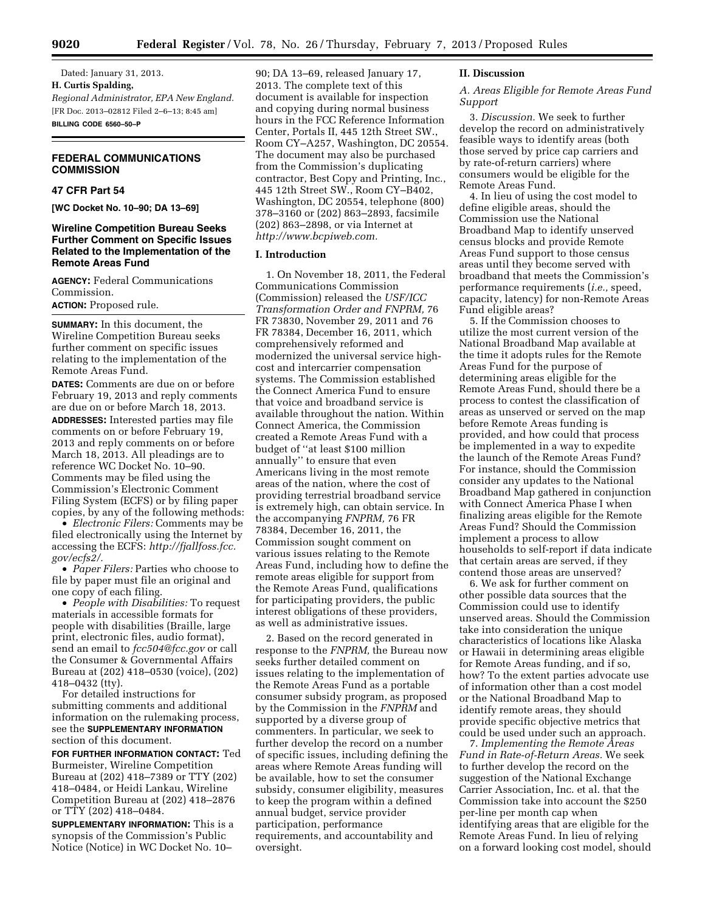Dated: January 31, 2013.

**H. Curtis Spalding,**

*Regional Administrator, EPA New England.*

[FR Doc. 2013–02812 Filed 2–6–13; 8:45 am]

**BILLING CODE 6560–50–P**

## FEDERAL COMMUNICATIONS COMMISSION

### 47 CFR Part 54

**[WC Docket No. 10–90; DA 13–69]**

### Wireline Competition Bureau Seeks Further Comment on Specific Issues Related to the Implementation of the Remote Areas Fund

**AGENCY:** Federal Communications Commission.

**ACTION:** Proposed rule.

**SUMMARY:** In this document, the Wireline Competition Bureau seeks further comment on specific issues relating to the implementation of the Remote Areas Fund.

**DATES:** Comments are due on or before February 19, 2013 and reply comments are due on or before March 18, 2013.

**ADDRESSES:** Interested parties may file comments on or before February 19, 2013 and reply comments on or before March 18, 2013. All pleadings are to reference WC Docket No. 10–90. Comments may be filed using the Commission's Electronic Comment Filing System (ECFS) or by filing paper copies, by any of the following methods:

- *Electronic Filers:* Comments may be filed electronically using the Internet by accessing the ECFS: *http://fjallfoss.fcc.gov/ecfs2/.*
- *Paper Filers:* Parties who choose to file by paper must file an original and one copy of each filing.
- *People with Disabilities:* To request materials in accessible formats for people with disabilities (Braille, large print, electronic files, audio format), send an email to *fcc504@fcc.gov* or call the Consumer & Governmental Affairs Bureau at (202) 418–0530 (voice), (202) 418–0432 (tty).

For detailed instructions for submitting comments and additional information on the rulemaking process, see the **SUPPLEMENTARY INFORMATION** section of this document.

**FOR FURTHER INFORMATION CONTACT:** Ted Burmeister, Wireline Competition Bureau at (202) 418–7389 or TTY (202) 418–0484, or Heidi Lankau, Wireline Competition Bureau at (202) 418–2876 or TTY (202) 418–0484.

**SUPPLEMENTARY INFORMATION:** This is a synopsis of the Commission's Public Notice (Notice) in WC Docket No. 10–90; DA 13–69, released January 17, 2013. The complete text of this document is available for inspection and copying during normal business hours in the FCC Reference Information Center, Portals II, 445 12th Street SW., Room CY–A257, Washington, DC 20554. The document may also be purchased from the Commission's duplicating contractor, Best Copy and Printing, Inc., 445 12th Street SW., Room CY–B402, Washington, DC 20554, telephone (800) 378–3160 or (202) 863–2893, facsimile (202) 863–2898, or via Internet at *http://www.bcpiweb.com.*

## I. Introduction

1. On November 18, 2011, the Federal Communications Commission (Commission) released the *USF/ICC Transformation Order and FNPRM,* 76 FR 73830, November 29, 2011 and 76 FR 78384, December 16, 2011, which comprehensively reformed and modernized the universal service high-cost and intercarrier compensation systems. The Commission established the Connect America Fund to ensure that voice and broadband service is available throughout the nation. Within Connect America, the Commission created a Remote Areas Fund with a budget of "at least $100 million annually" to ensure that even Americans living in the most remote areas of the nation, where the cost of providing terrestrial broadband service is extremely high, can obtain service. In the accompanying *FNPRM,* 76 FR 78384, December 16, 2011, the Commission sought comment on various issues relating to the Remote Areas Fund, including how to define the remote areas eligible for support from the Remote Areas Fund, qualifications for participating providers, the public interest obligations of these providers, as well as administrative issues.

2. Based on the record generated in response to the *FNPRM,* the Bureau now seeks further detailed comment on issues relating to the implementation of the Remote Areas Fund as a portable consumer subsidy program, as proposed by the Commission in the *FNPRM* and supported by a diverse group of commenters. In particular, we seek to further develop the record on a number of specific issues, including defining the areas where Remote Areas funding will be available, how to set the consumer subsidy, consumer eligibility, measures to keep the program within a defined annual budget, service provider participation, performance requirements, and accountability and oversight.

## II. Discussion

### *A. Areas Eligible for Remote Areas Fund Support*

3. *Discussion.* We seek to further develop the record on administratively feasible ways to identify areas (both those served by price cap carriers and by rate-of-return carriers) where consumers would be eligible for the Remote Areas Fund.

4. In lieu of using the cost model to define eligible areas, should the Commission use the National Broadband Map to identify unserved census blocks and provide Remote Areas Fund support to those census areas until they become served with broadband that meets the Commission's performance requirements (*i.e.,* speed, capacity, latency) for non-Remote Areas Fund eligible areas?

5. If the Commission chooses to utilize the most current version of the National Broadband Map available at the time it adopts rules for the Remote Areas Fund for the purpose of determining areas eligible for the Remote Areas Fund, should there be a process to contest the classification of areas as unserved or served on the map before Remote Areas funding is provided, and how could that process be implemented in a way to expedite the launch of the Remote Areas Fund? For instance, should the Commission consider any updates to the National Broadband Map gathered in conjunction with Connect America Phase I when finalizing areas eligible for the Remote Areas Fund? Should the Commission implement a process to allow households to self-report if data indicate that certain areas are served, if they contend those areas are unserved?

6. We ask for further comment on other possible data sources that the Commission could use to identify unserved areas. Should the Commission take into consideration the unique characteristics of locations like Alaska or Hawaii in determining areas eligible for Remote Areas funding, and if so, how? To the extent parties advocate use of information other than a cost model or the National Broadband Map to identify remote areas, they should provide specific objective metrics that could be used under such an approach.

7. *Implementing the Remote Areas Fund in Rate-of-Return Areas.* We seek to further develop the record on the suggestion of the National Exchange Carrier Association, Inc. et al. that the Commission take into account the $250 per-line per month cap when identifying areas that are eligible for the Remote Areas Fund. In lieu of relying on a forward looking cost model, should